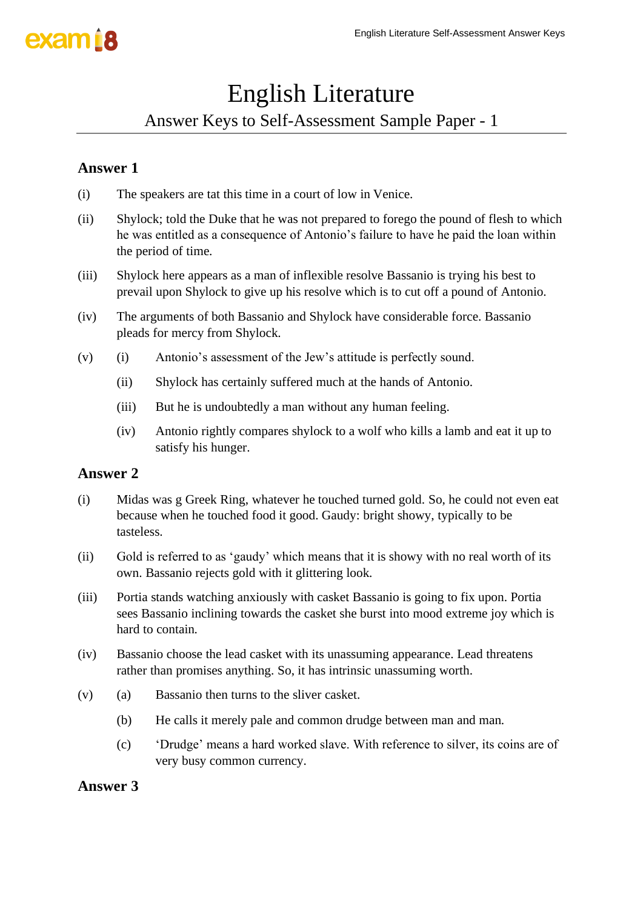# English Literature

## Answer Keys to Self-Assessment Sample Paper - 1

### Answer 1

(i) The speakers are tat this time in a court of low in Venice.

(ii) Shylock; told the Duke that he was not prepared to forego the pound of flesh to which he was entitled as a consequence of Antonio's failure to have he paid the loan within the period of time.

(iii) Shylock here appears as a man of inflexible resolve Bassanio is trying his best to prevail upon Shylock to give up his resolve which is to cut off a pound of Antonio.

(iv) The arguments of both Bassanio and Shylock have considerable force. Bassanio pleads for mercy from Shylock.

(v)
- (i) Antonio's assessment of the Jew's attitude is perfectly sound.
- (ii) Shylock has certainly suffered much at the hands of Antonio.
- (iii) But he is undoubtedly a man without any human feeling.
- (iv) Antonio rightly compares shylock to a wolf who kills a lamb and eat it up to satisfy his hunger.

### Answer 2

(i) Midas was g Greek Ring, whatever he touched turned gold. So, he could not even eat because when he touched food it good. Gaudy: bright showy, typically to be tasteless.

(ii) Gold is referred to as 'gaudy' which means that it is showy with no real worth of its own. Bassanio rejects gold with it glittering look.

(iii) Portia stands watching anxiously with casket Bassanio is going to fix upon. Portia sees Bassanio inclining towards the casket she burst into mood extreme joy which is hard to contain.

(iv) Bassanio choose the lead casket with its unassuming appearance. Lead threatens rather than promises anything. So, it has intrinsic unassuming worth.

(v)
- (a) Bassanio then turns to the sliver casket.
- (b) He calls it merely pale and common drudge between man and man.
- (c) 'Drudge' means a hard worked slave. With reference to silver, its coins are of very busy common currency.

### Answer 3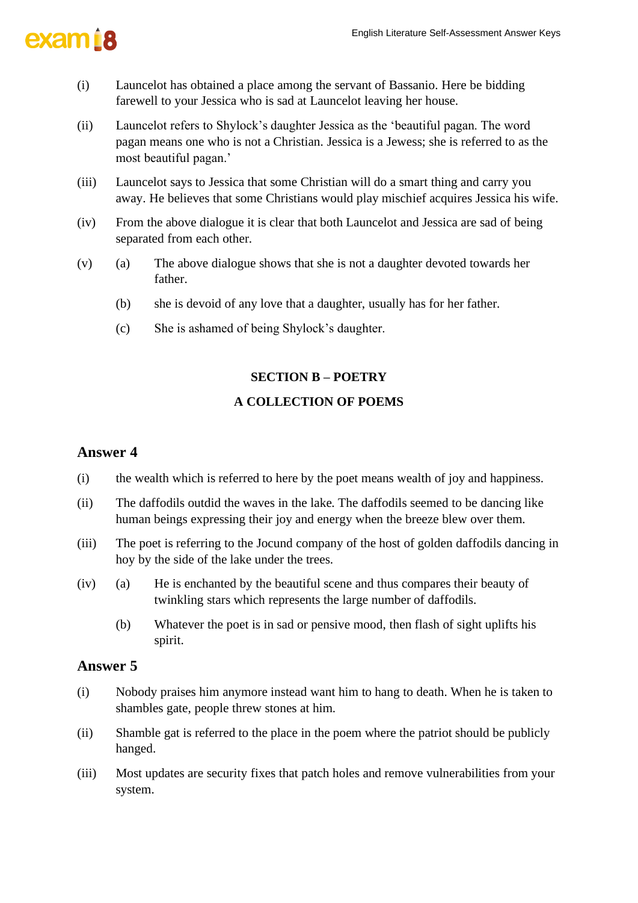(i) Launcelot has obtained a place among the servant of Bassanio. Here be bidding farewell to your Jessica who is sad at Launcelot leaving her house.

(ii) Launcelot refers to Shylock's daughter Jessica as the 'beautiful pagan. The word pagan means one who is not a Christian. Jessica is a Jewess; she is referred to as the most beautiful pagan.'

(iii) Launcelot says to Jessica that some Christian will do a smart thing and carry you away. He believes that some Christians would play mischief acquires Jessica his wife.

(iv) From the above dialogue it is clear that both Launcelot and Jessica are sad of being separated from each other.

(v) (a) The above dialogue shows that she is not a daughter devoted towards her father.

(b) she is devoid of any love that a daughter, usually has for her father.

(c) She is ashamed of being Shylock's daughter.

**SECTION B – POETRY**

**A COLLECTION OF POEMS**

## Answer 4

(i) the wealth which is referred to here by the poet means wealth of joy and happiness.

(ii) The daffodils outdid the waves in the lake. The daffodils seemed to be dancing like human beings expressing their joy and energy when the breeze blew over them.

(iii) The poet is referring to the Jocund company of the host of golden daffodils dancing in hoy by the side of the lake under the trees.

(iv) (a) He is enchanted by the beautiful scene and thus compares their beauty of twinkling stars which represents the large number of daffodils.

(b) Whatever the poet is in sad or pensive mood, then flash of sight uplifts his spirit.

## Answer 5

(i) Nobody praises him anymore instead want him to hang to death. When he is taken to shambles gate, people threw stones at him.

(ii) Shamble gat is referred to the place in the poem where the patriot should be publicly hanged.

(iii) Most updates are security fixes that patch holes and remove vulnerabilities from your system.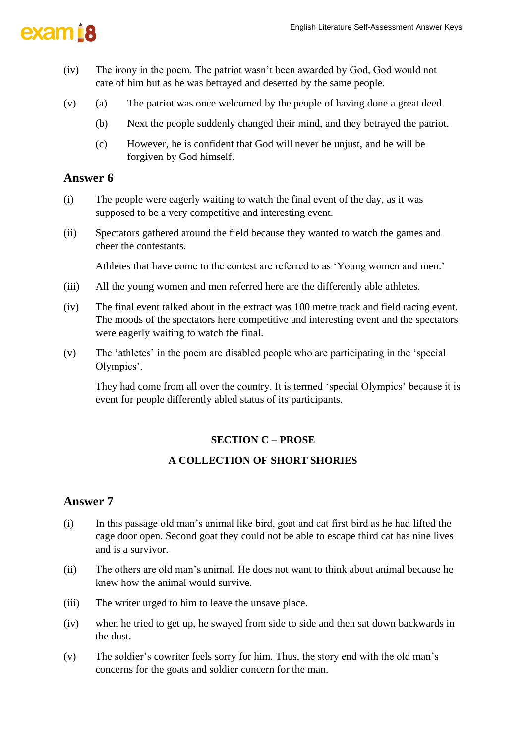(iv) The irony in the poem. The patriot wasn't been awarded by God, God would not care of him but as he was betrayed and deserted by the same people.

(v) (a) The patriot was once welcomed by the people of having done a great deed.

(b) Next the people suddenly changed their mind, and they betrayed the patriot.

(c) However, he is confident that God will never be unjust, and he will be forgiven by God himself.

## Answer 6

(i) The people were eagerly waiting to watch the final event of the day, as it was supposed to be a very competitive and interesting event.

(ii) Spectators gathered around the field because they wanted to watch the games and cheer the contestants.

Athletes that have come to the contest are referred to as 'Young women and men.'

(iii) All the young women and men referred here are the differently able athletes.

(iv) The final event talked about in the extract was 100 metre track and field racing event. The moods of the spectators here competitive and interesting event and the spectators were eagerly waiting to watch the final.

(v) The 'athletes' in the poem are disabled people who are participating in the 'special Olympics'.

They had come from all over the country. It is termed 'special Olympics' because it is event for people differently abled status of its participants.

**SECTION C – PROSE**

**A COLLECTION OF SHORT SHORIES**

## Answer 7

(i) In this passage old man's animal like bird, goat and cat first bird as he had lifted the cage door open. Second goat they could not be able to escape third cat has nine lives and is a survivor.

(ii) The others are old man's animal. He does not want to think about animal because he knew how the animal would survive.

(iii) The writer urged to him to leave the unsave place.

(iv) when he tried to get up, he swayed from side to side and then sat down backwards in the dust.

(v) The soldier's cowriter feels sorry for him. Thus, the story end with the old man's concerns for the goats and soldier concern for the man.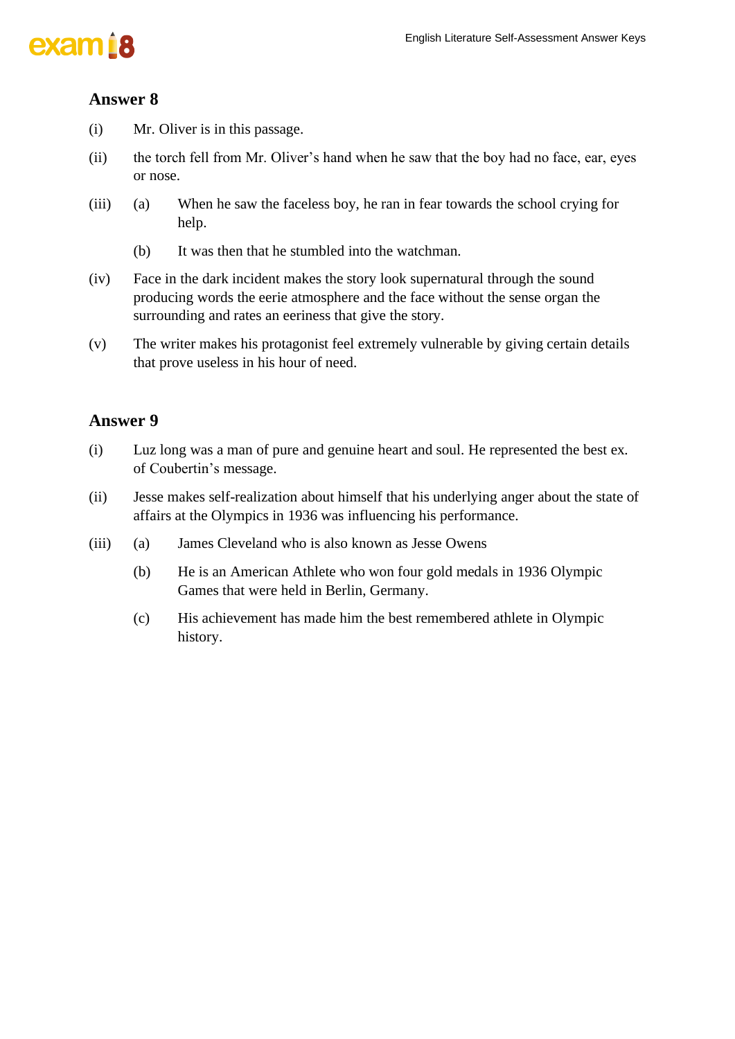## Answer 8

(i) Mr. Oliver is in this passage.

(ii) the torch fell from Mr. Oliver's hand when he saw that the boy had no face, ear, eyes or nose.

(iii) (a) When he saw the faceless boy, he ran in fear towards the school crying for help.

(b) It was then that he stumbled into the watchman.

(iv) Face in the dark incident makes the story look supernatural through the sound producing words the eerie atmosphere and the face without the sense organ the surrounding and rates an eeriness that give the story.

(v) The writer makes his protagonist feel extremely vulnerable by giving certain details that prove useless in his hour of need.

## Answer 9

(i) Luz long was a man of pure and genuine heart and soul. He represented the best ex. of Coubertin's message.

(ii) Jesse makes self-realization about himself that his underlying anger about the state of affairs at the Olympics in 1936 was influencing his performance.

(iii) (a) James Cleveland who is also known as Jesse Owens

(b) He is an American Athlete who won four gold medals in 1936 Olympic Games that were held in Berlin, Germany.

(c) His achievement has made him the best remembered athlete in Olympic history.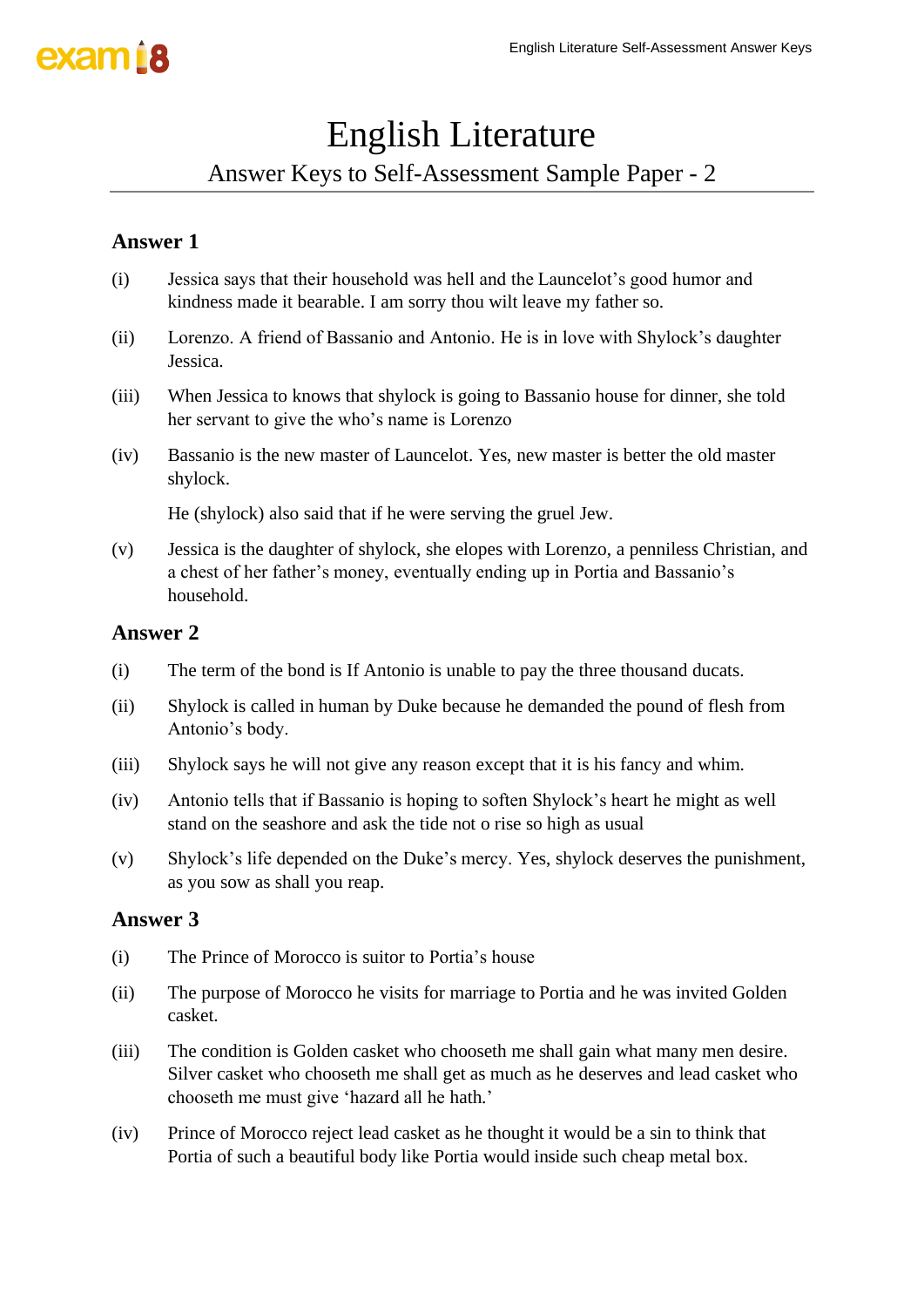# English Literature

## Answer Keys to Self-Assessment Sample Paper - 2

### Answer 1

(i) Jessica says that their household was hell and the Launcelot's good humor and kindness made it bearable. I am sorry thou wilt leave my father so.

(ii) Lorenzo. A friend of Bassanio and Antonio. He is in love with Shylock's daughter Jessica.

(iii) When Jessica to knows that shylock is going to Bassanio house for dinner, she told her servant to give the who's name is Lorenzo

(iv) Bassanio is the new master of Launcelot. Yes, new master is better the old master shylock.

He (shylock) also said that if he were serving the gruel Jew.

(v) Jessica is the daughter of shylock, she elopes with Lorenzo, a penniless Christian, and a chest of her father's money, eventually ending up in Portia and Bassanio's household.

### Answer 2

(i) The term of the bond is If Antonio is unable to pay the three thousand ducats.

(ii) Shylock is called in human by Duke because he demanded the pound of flesh from Antonio's body.

(iii) Shylock says he will not give any reason except that it is his fancy and whim.

(iv) Antonio tells that if Bassanio is hoping to soften Shylock's heart he might as well stand on the seashore and ask the tide not o rise so high as usual

(v) Shylock's life depended on the Duke's mercy. Yes, shylock deserves the punishment, as you sow as shall you reap.

### Answer 3

(i) The Prince of Morocco is suitor to Portia's house

(ii) The purpose of Morocco he visits for marriage to Portia and he was invited Golden casket.

(iii) The condition is Golden casket who chooseth me shall gain what many men desire. Silver casket who chooseth me shall get as much as he deserves and lead casket who chooseth me must give 'hazard all he hath.'

(iv) Prince of Morocco reject lead casket as he thought it would be a sin to think that Portia of such a beautiful body like Portia would inside such cheap metal box.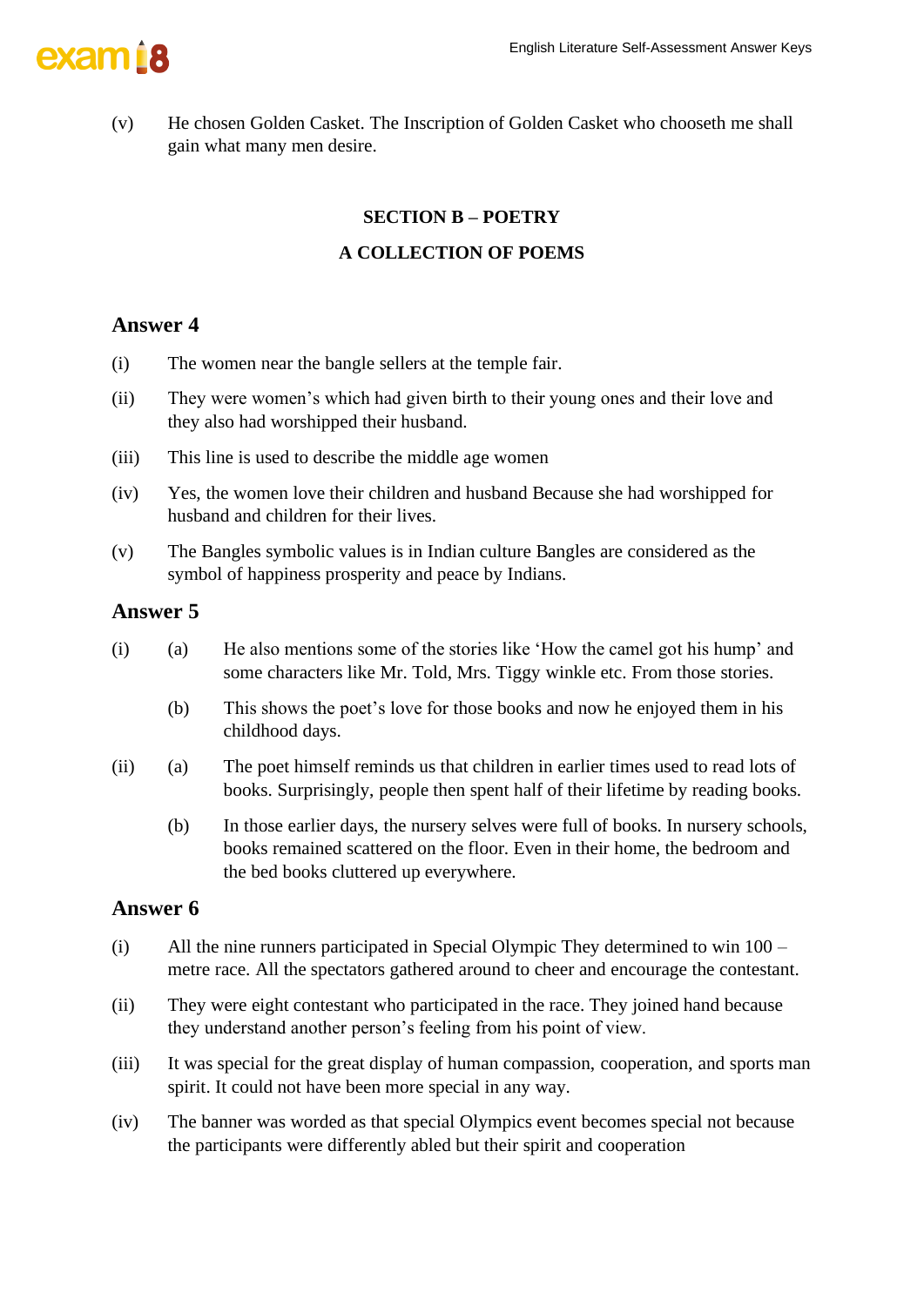(v) He chosen Golden Casket. The Inscription of Golden Casket who chooseth me shall gain what many men desire.

### SECTION B – POETRY

### A COLLECTION OF POEMS

## Answer 4

(i) The women near the bangle sellers at the temple fair.

(ii) They were women's which had given birth to their young ones and their love and they also had worshipped their husband.

(iii) This line is used to describe the middle age women

(iv) Yes, the women love their children and husband Because she had worshipped for husband and children for their lives.

(v) The Bangles symbolic values is in Indian culture Bangles are considered as the symbol of happiness prosperity and peace by Indians.

## Answer 5

(i) (a) He also mentions some of the stories like 'How the camel got his hump' and some characters like Mr. Told, Mrs. Tiggy winkle etc. From those stories.

(b) This shows the poet's love for those books and now he enjoyed them in his childhood days.

(ii) (a) The poet himself reminds us that children in earlier times used to read lots of books. Surprisingly, people then spent half of their lifetime by reading books.

(b) In those earlier days, the nursery selves were full of books. In nursery schools, books remained scattered on the floor. Even in their home, the bedroom and the bed books cluttered up everywhere.

## Answer 6

(i) All the nine runners participated in Special Olympic They determined to win 100 – metre race. All the spectators gathered around to cheer and encourage the contestant.

(ii) They were eight contestant who participated in the race. They joined hand because they understand another person's feeling from his point of view.

(iii) It was special for the great display of human compassion, cooperation, and sports man spirit. It could not have been more special in any way.

(iv) The banner was worded as that special Olympics event becomes special not because the participants were differently abled but their spirit and cooperation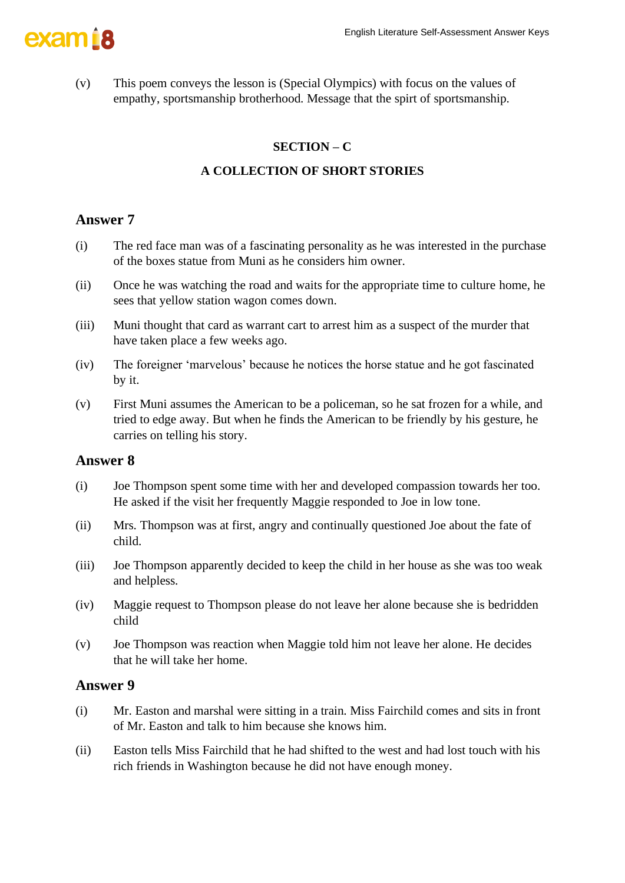(v) This poem conveys the lesson is (Special Olympics) with focus on the values of empathy, sportsmanship brotherhood. Message that the spirt of sportsmanship.

**SECTION – C**

**A COLLECTION OF SHORT STORIES**

## Answer 7

(i) The red face man was of a fascinating personality as he was interested in the purchase of the boxes statue from Muni as he considers him owner.

(ii) Once he was watching the road and waits for the appropriate time to culture home, he sees that yellow station wagon comes down.

(iii) Muni thought that card as warrant cart to arrest him as a suspect of the murder that have taken place a few weeks ago.

(iv) The foreigner 'marvelous' because he notices the horse statue and he got fascinated by it.

(v) First Muni assumes the American to be a policeman, so he sat frozen for a while, and tried to edge away. But when he finds the American to be friendly by his gesture, he carries on telling his story.

## Answer 8

(i) Joe Thompson spent some time with her and developed compassion towards her too. He asked if the visit her frequently Maggie responded to Joe in low tone.

(ii) Mrs. Thompson was at first, angry and continually questioned Joe about the fate of child.

(iii) Joe Thompson apparently decided to keep the child in her house as she was too weak and helpless.

(iv) Maggie request to Thompson please do not leave her alone because she is bedridden child

(v) Joe Thompson was reaction when Maggie told him not leave her alone. He decides that he will take her home.

## Answer 9

(i) Mr. Easton and marshal were sitting in a train. Miss Fairchild comes and sits in front of Mr. Easton and talk to him because she knows him.

(ii) Easton tells Miss Fairchild that he had shifted to the west and had lost touch with his rich friends in Washington because he did not have enough money.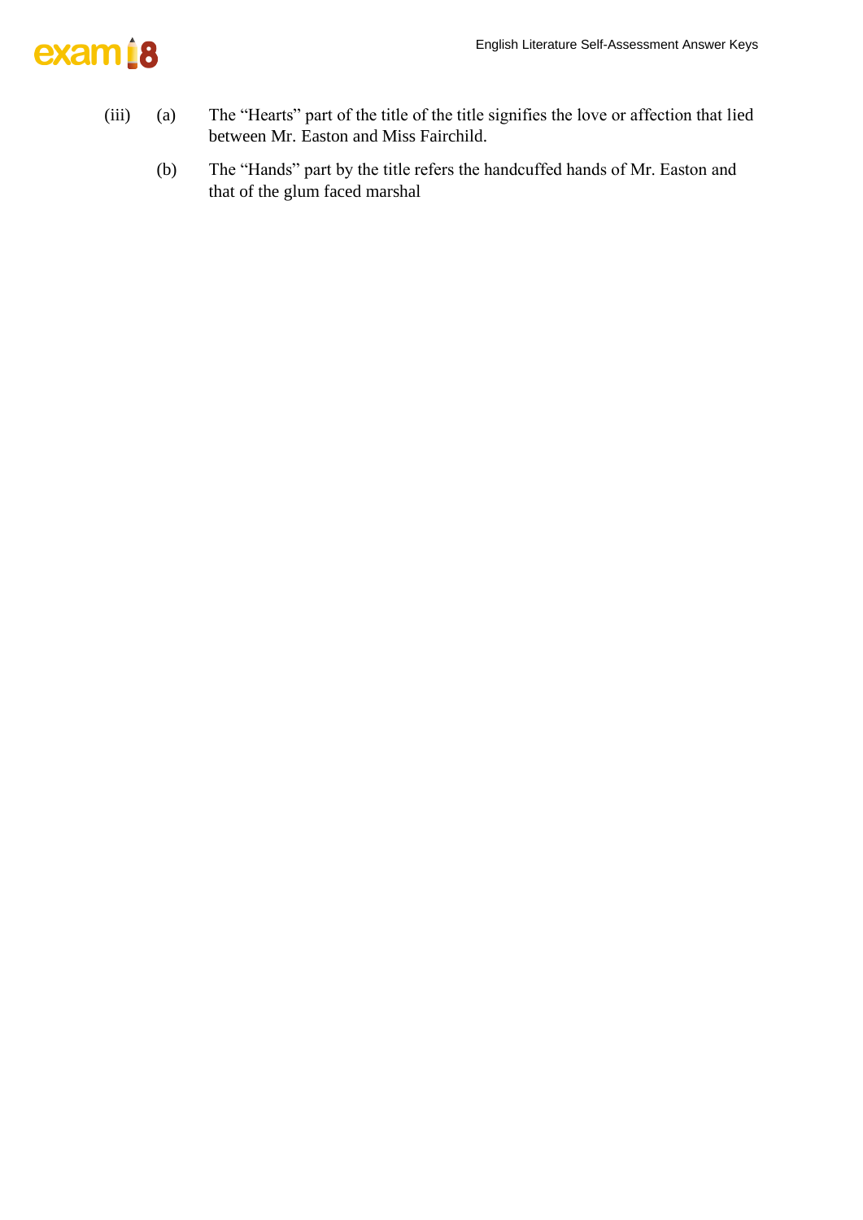(iii) (a) The "Hearts" part of the title of the title signifies the love or affection that lied between Mr. Easton and Miss Fairchild.

(b) The "Hands" part by the title refers the handcuffed hands of Mr. Easton and that of the glum faced marshal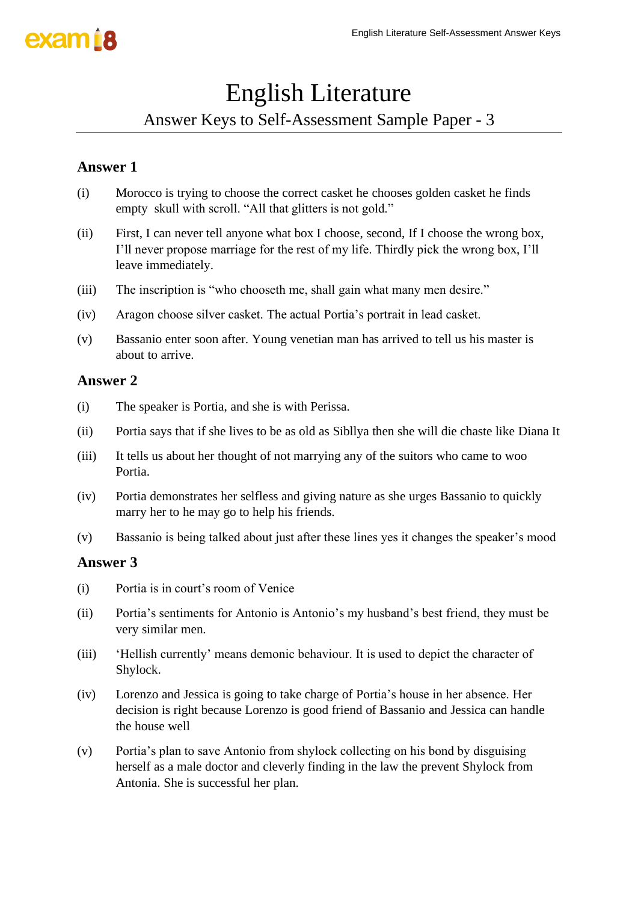# English Literature

## Answer Keys to Self-Assessment Sample Paper - 3

### Answer 1

(i) Morocco is trying to choose the correct casket he chooses golden casket he finds empty skull with scroll. "All that glitters is not gold."

(ii) First, I can never tell anyone what box I choose, second, If I choose the wrong box, I'll never propose marriage for the rest of my life. Thirdly pick the wrong box, I'll leave immediately.

(iii) The inscription is "who chooseth me, shall gain what many men desire."

(iv) Aragon choose silver casket. The actual Portia's portrait in lead casket.

(v) Bassanio enter soon after. Young venetian man has arrived to tell us his master is about to arrive.

### Answer 2

(i) The speaker is Portia, and she is with Perissa.

(ii) Portia says that if she lives to be as old as Sibllya then she will die chaste like Diana It

(iii) It tells us about her thought of not marrying any of the suitors who came to woo Portia.

(iv) Portia demonstrates her selfless and giving nature as she urges Bassanio to quickly marry her to he may go to help his friends.

(v) Bassanio is being talked about just after these lines yes it changes the speaker's mood

### Answer 3

(i) Portia is in court's room of Venice

(ii) Portia's sentiments for Antonio is Antonio's my husband's best friend, they must be very similar men.

(iii) 'Hellish currently' means demonic behaviour. It is used to depict the character of Shylock.

(iv) Lorenzo and Jessica is going to take charge of Portia's house in her absence. Her decision is right because Lorenzo is good friend of Bassanio and Jessica can handle the house well

(v) Portia's plan to save Antonio from shylock collecting on his bond by disguising herself as a male doctor and cleverly finding in the law the prevent Shylock from Antonia. She is successful her plan.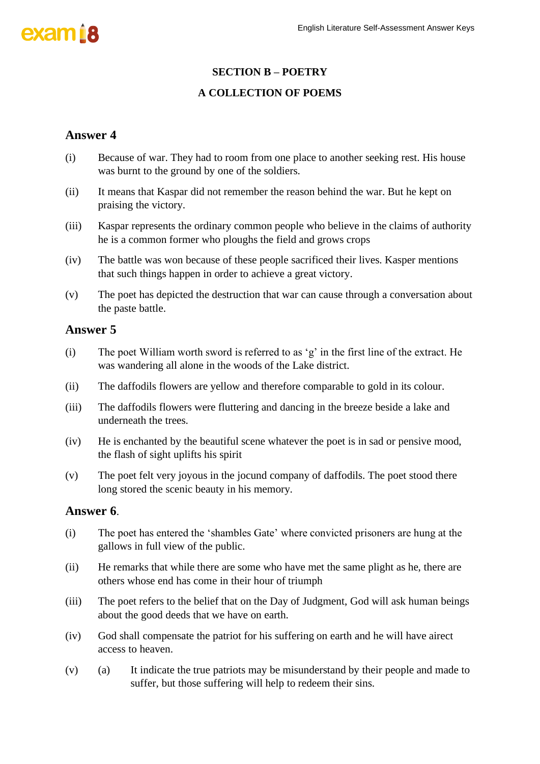## SECTION B – POETRY

## A COLLECTION OF POEMS

### Answer 4

(i) Because of war. They had to room from one place to another seeking rest. His house was burnt to the ground by one of the soldiers.

(ii) It means that Kaspar did not remember the reason behind the war. But he kept on praising the victory.

(iii) Kaspar represents the ordinary common people who believe in the claims of authority he is a common former who ploughs the field and grows crops

(iv) The battle was won because of these people sacrificed their lives. Kasper mentions that such things happen in order to achieve a great victory.

(v) The poet has depicted the destruction that war can cause through a conversation about the paste battle.

### Answer 5

(i) The poet William worth sword is referred to as 'g' in the first line of the extract. He was wandering all alone in the woods of the Lake district.

(ii) The daffodils flowers are yellow and therefore comparable to gold in its colour.

(iii) The daffodils flowers were fluttering and dancing in the breeze beside a lake and underneath the trees.

(iv) He is enchanted by the beautiful scene whatever the poet is in sad or pensive mood, the flash of sight uplifts his spirit

(v) The poet felt very joyous in the jocund company of daffodils. The poet stood there long stored the scenic beauty in his memory.

### Answer 6.

(i) The poet has entered the 'shambles Gate' where convicted prisoners are hung at the gallows in full view of the public.

(ii) He remarks that while there are some who have met the same plight as he, there are others whose end has come in their hour of triumph

(iii) The poet refers to the belief that on the Day of Judgment, God will ask human beings about the good deeds that we have on earth.

(iv) God shall compensate the patriot for his suffering on earth and he will have airect access to heaven.

(v) (a) It indicate the true patriots may be misunderstand by their people and made to suffer, but those suffering will help to redeem their sins.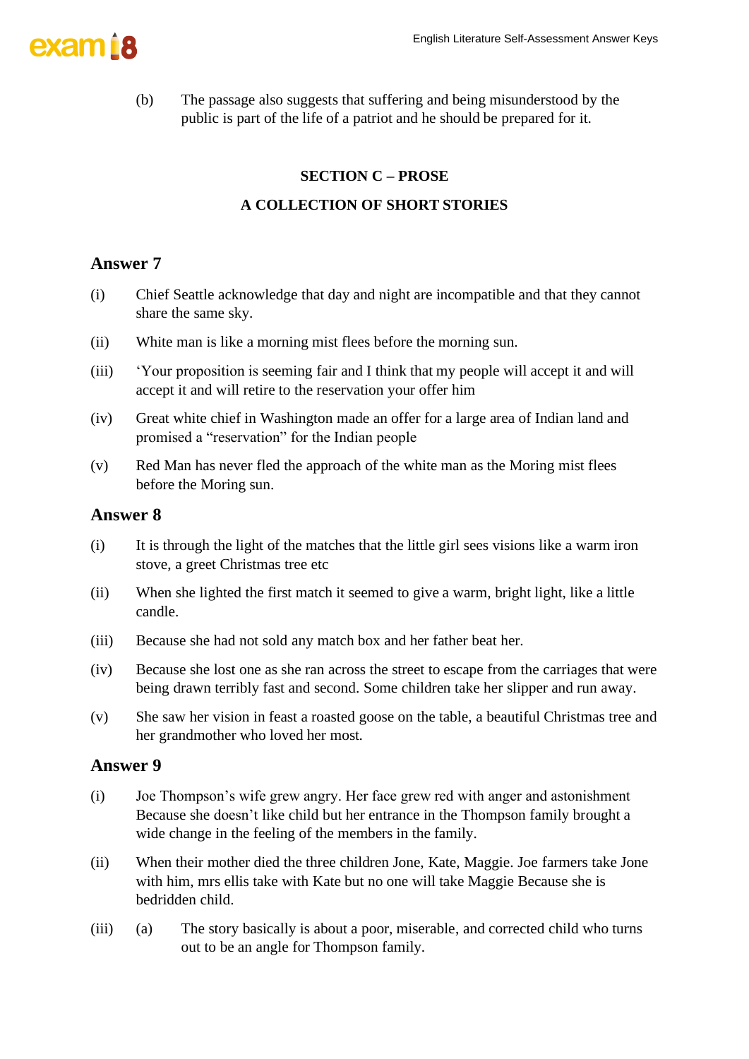(b) The passage also suggests that suffering and being misunderstood by the public is part of the life of a patriot and he should be prepared for it.

**SECTION C – PROSE**

**A COLLECTION OF SHORT STORIES**

## Answer 7

(i) Chief Seattle acknowledge that day and night are incompatible and that they cannot share the same sky.

(ii) White man is like a morning mist flees before the morning sun.

(iii) 'Your proposition is seeming fair and I think that my people will accept it and will accept it and will retire to the reservation your offer him

(iv) Great white chief in Washington made an offer for a large area of Indian land and promised a "reservation" for the Indian people

(v) Red Man has never fled the approach of the white man as the Moring mist flees before the Moring sun.

## Answer 8

(i) It is through the light of the matches that the little girl sees visions like a warm iron stove, a greet Christmas tree etc

(ii) When she lighted the first match it seemed to give a warm, bright light, like a little candle.

(iii) Because she had not sold any match box and her father beat her.

(iv) Because she lost one as she ran across the street to escape from the carriages that were being drawn terribly fast and second. Some children take her slipper and run away.

(v) She saw her vision in feast a roasted goose on the table, a beautiful Christmas tree and her grandmother who loved her most.

## Answer 9

(i) Joe Thompson's wife grew angry. Her face grew red with anger and astonishment Because she doesn't like child but her entrance in the Thompson family brought a wide change in the feeling of the members in the family.

(ii) When their mother died the three children Jone, Kate, Maggie. Joe farmers take Jone with him, mrs ellis take with Kate but no one will take Maggie Because she is bedridden child.

(iii) (a) The story basically is about a poor, miserable, and corrected child who turns out to be an angle for Thompson family.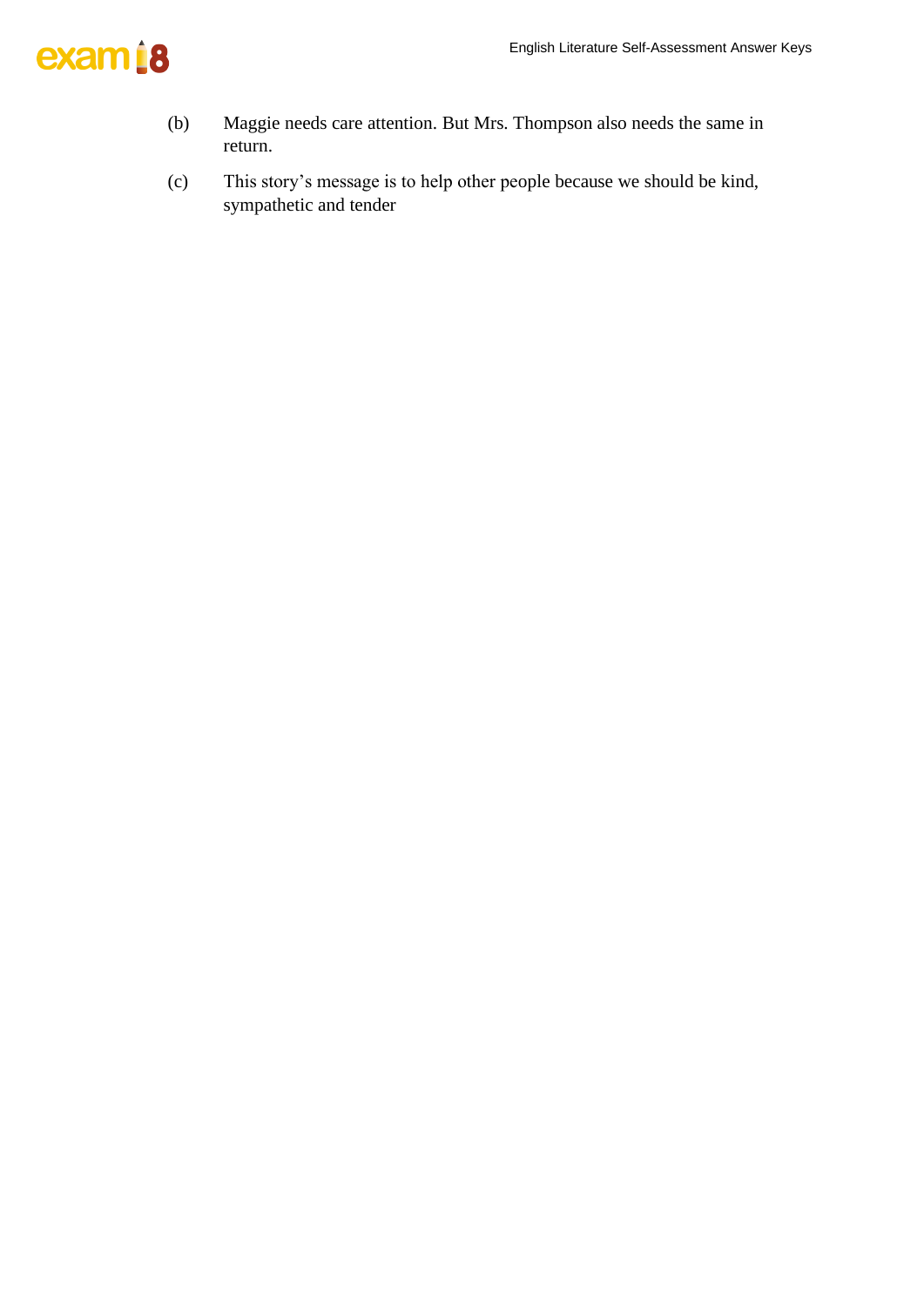(b) Maggie needs care attention. But Mrs. Thompson also needs the same in return.

(c) This story's message is to help other people because we should be kind, sympathetic and tender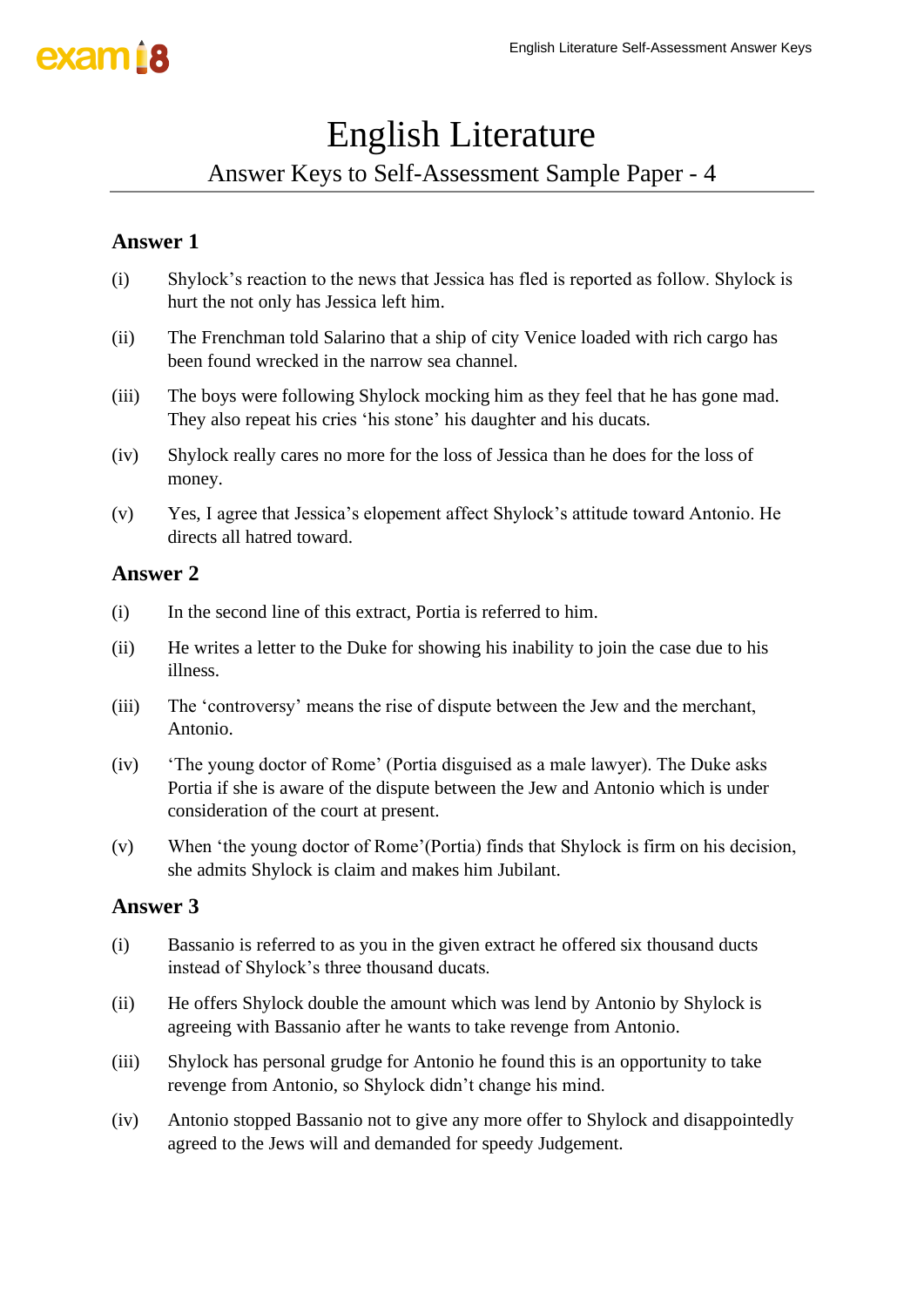# English Literature

## Answer Keys to Self-Assessment Sample Paper - 4

### Answer 1

(i) Shylock's reaction to the news that Jessica has fled is reported as follow. Shylock is hurt the not only has Jessica left him.

(ii) The Frenchman told Salarino that a ship of city Venice loaded with rich cargo has been found wrecked in the narrow sea channel.

(iii) The boys were following Shylock mocking him as they feel that he has gone mad. They also repeat his cries 'his stone' his daughter and his ducats.

(iv) Shylock really cares no more for the loss of Jessica than he does for the loss of money.

(v) Yes, I agree that Jessica's elopement affect Shylock's attitude toward Antonio. He directs all hatred toward.

### Answer 2

(i) In the second line of this extract, Portia is referred to him.

(ii) He writes a letter to the Duke for showing his inability to join the case due to his illness.

(iii) The 'controversy' means the rise of dispute between the Jew and the merchant, Antonio.

(iv) 'The young doctor of Rome' (Portia disguised as a male lawyer). The Duke asks Portia if she is aware of the dispute between the Jew and Antonio which is under consideration of the court at present.

(v) When 'the young doctor of Rome'(Portia) finds that Shylock is firm on his decision, she admits Shylock is claim and makes him Jubilant.

### Answer 3

(i) Bassanio is referred to as you in the given extract he offered six thousand ducts instead of Shylock's three thousand ducats.

(ii) He offers Shylock double the amount which was lend by Antonio by Shylock is agreeing with Bassanio after he wants to take revenge from Antonio.

(iii) Shylock has personal grudge for Antonio he found this is an opportunity to take revenge from Antonio, so Shylock didn't change his mind.

(iv) Antonio stopped Bassanio not to give any more offer to Shylock and disappointedly agreed to the Jews will and demanded for speedy Judgement.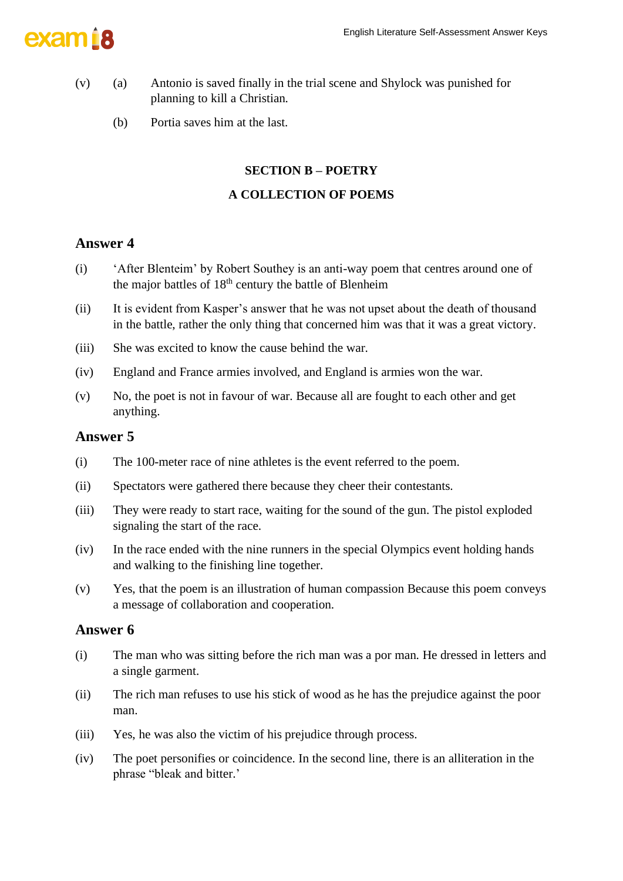(v) (a) Antonio is saved finally in the trial scene and Shylock was punished for planning to kill a Christian.

(b) Portia saves him at the last.

## SECTION B – POETRY

## A COLLECTION OF POEMS

### Answer 4

(i) 'After Blenteim' by Robert Southey is an anti-way poem that centres around one of the major battles of 18th century the battle of Blenheim

(ii) It is evident from Kasper's answer that he was not upset about the death of thousand in the battle, rather the only thing that concerned him was that it was a great victory.

(iii) She was excited to know the cause behind the war.

(iv) England and France armies involved, and England is armies won the war.

(v) No, the poet is not in favour of war. Because all are fought to each other and get anything.

### Answer 5

(i) The 100-meter race of nine athletes is the event referred to the poem.

(ii) Spectators were gathered there because they cheer their contestants.

(iii) They were ready to start race, waiting for the sound of the gun. The pistol exploded signaling the start of the race.

(iv) In the race ended with the nine runners in the special Olympics event holding hands and walking to the finishing line together.

(v) Yes, that the poem is an illustration of human compassion Because this poem conveys a message of collaboration and cooperation.

### Answer 6

(i) The man who was sitting before the rich man was a por man. He dressed in letters and a single garment.

(ii) The rich man refuses to use his stick of wood as he has the prejudice against the poor man.

(iii) Yes, he was also the victim of his prejudice through process.

(iv) The poet personifies or coincidence. In the second line, there is an alliteration in the phrase "bleak and bitter.'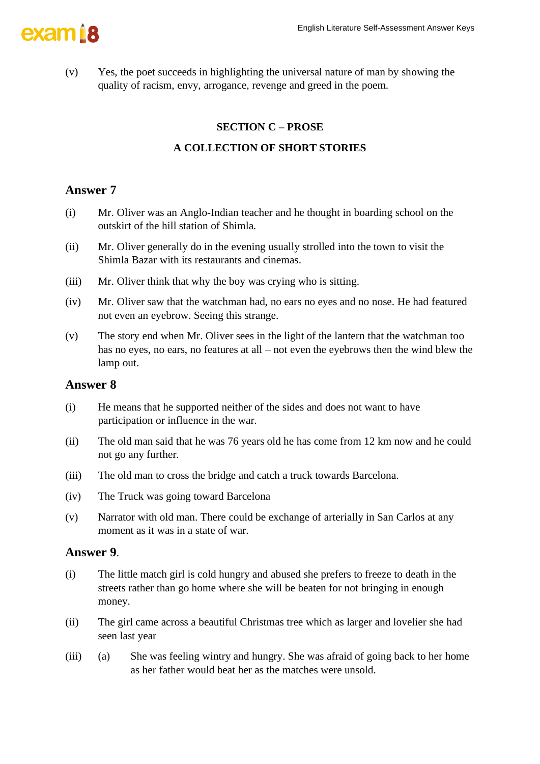(v) Yes, the poet succeeds in highlighting the universal nature of man by showing the quality of racism, envy, arrogance, revenge and greed in the poem.

**SECTION C – PROSE**

**A COLLECTION OF SHORT STORIES**

## Answer 7

(i) Mr. Oliver was an Anglo-Indian teacher and he thought in boarding school on the outskirt of the hill station of Shimla.

(ii) Mr. Oliver generally do in the evening usually strolled into the town to visit the Shimla Bazar with its restaurants and cinemas.

(iii) Mr. Oliver think that why the boy was crying who is sitting.

(iv) Mr. Oliver saw that the watchman had, no ears no eyes and no nose. He had featured not even an eyebrow. Seeing this strange.

(v) The story end when Mr. Oliver sees in the light of the lantern that the watchman too has no eyes, no ears, no features at all – not even the eyebrows then the wind blew the lamp out.

## Answer 8

(i) He means that he supported neither of the sides and does not want to have participation or influence in the war.

(ii) The old man said that he was 76 years old he has come from 12 km now and he could not go any further.

(iii) The old man to cross the bridge and catch a truck towards Barcelona.

(iv) The Truck was going toward Barcelona

(v) Narrator with old man. There could be exchange of arterially in San Carlos at any moment as it was in a state of war.

## Answer 9.

(i) The little match girl is cold hungry and abused she prefers to freeze to death in the streets rather than go home where she will be beaten for not bringing in enough money.

(ii) The girl came across a beautiful Christmas tree which as larger and lovelier she had seen last year

(iii) (a) She was feeling wintry and hungry. She was afraid of going back to her home as her father would beat her as the matches were unsold.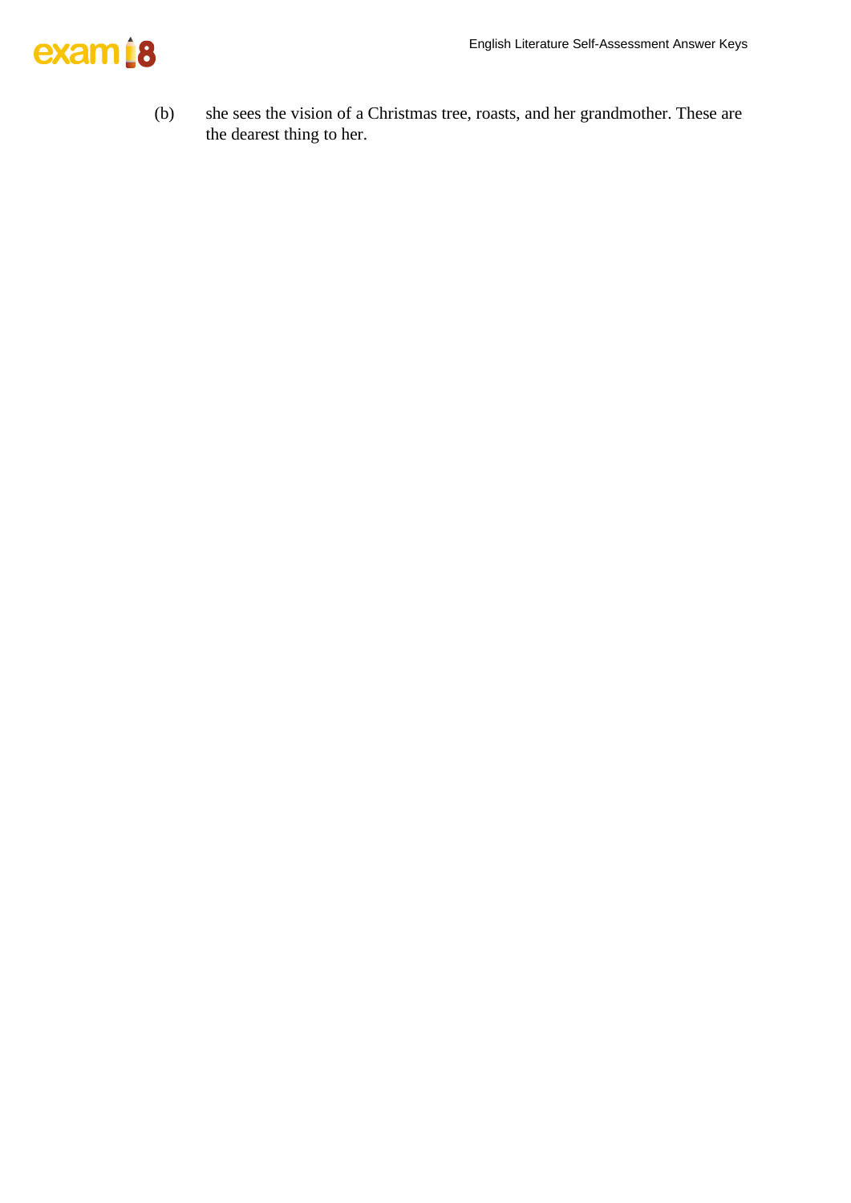(b) she sees the vision of a Christmas tree, roasts, and her grandmother. These are the dearest thing to her.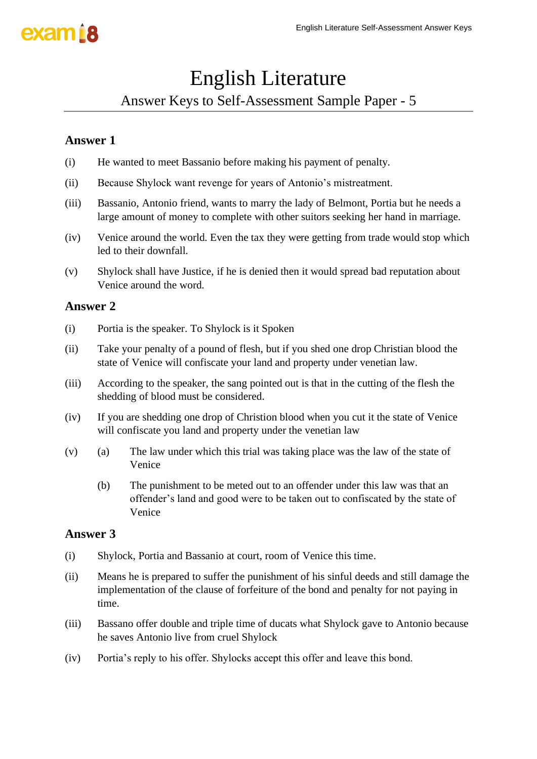# English Literature

## Answer Keys to Self-Assessment Sample Paper - 5

### Answer 1

(i) He wanted to meet Bassanio before making his payment of penalty.

(ii) Because Shylock want revenge for years of Antonio's mistreatment.

(iii) Bassanio, Antonio friend, wants to marry the lady of Belmont, Portia but he needs a large amount of money to complete with other suitors seeking her hand in marriage.

(iv) Venice around the world. Even the tax they were getting from trade would stop which led to their downfall.

(v) Shylock shall have Justice, if he is denied then it would spread bad reputation about Venice around the word.

### Answer 2

(i) Portia is the speaker. To Shylock is it Spoken

(ii) Take your penalty of a pound of flesh, but if you shed one drop Christian blood the state of Venice will confiscate your land and property under venetian law.

(iii) According to the speaker, the sang pointed out is that in the cutting of the flesh the shedding of blood must be considered.

(iv) If you are shedding one drop of Christion blood when you cut it the state of Venice will confiscate you land and property under the venetian law

(v) (a) The law under which this trial was taking place was the law of the state of Venice

(b) The punishment to be meted out to an offender under this law was that an offender's land and good were to be taken out to confiscated by the state of Venice

### Answer 3

(i) Shylock, Portia and Bassanio at court, room of Venice this time.

(ii) Means he is prepared to suffer the punishment of his sinful deeds and still damage the implementation of the clause of forfeiture of the bond and penalty for not paying in time.

(iii) Bassano offer double and triple time of ducats what Shylock gave to Antonio because he saves Antonio live from cruel Shylock

(iv) Portia's reply to his offer. Shylocks accept this offer and leave this bond.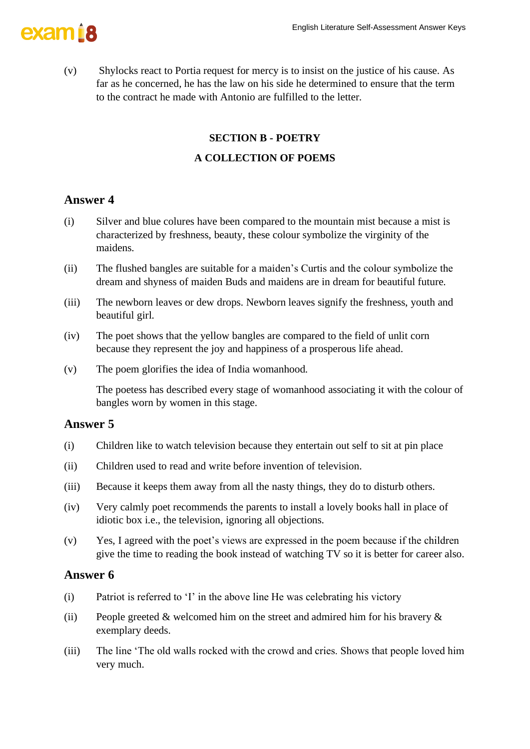(v) Shylocks react to Portia request for mercy is to insist on the justice of his cause. As far as he concerned, he has the law on his side he determined to ensure that the term to the contract he made with Antonio are fulfilled to the letter.

**SECTION B - POETRY**

**A COLLECTION OF POEMS**

## Answer 4

(i) Silver and blue colures have been compared to the mountain mist because a mist is characterized by freshness, beauty, these colour symbolize the virginity of the maidens.

(ii) The flushed bangles are suitable for a maiden's Curtis and the colour symbolize the dream and shyness of maiden Buds and maidens are in dream for beautiful future.

(iii) The newborn leaves or dew drops. Newborn leaves signify the freshness, youth and beautiful girl.

(iv) The poet shows that the yellow bangles are compared to the field of unlit corn because they represent the joy and happiness of a prosperous life ahead.

(v) The poem glorifies the idea of India womanhood.

The poetess has described every stage of womanhood associating it with the colour of bangles worn by women in this stage.

## Answer 5

(i) Children like to watch television because they entertain out self to sit at pin place

(ii) Children used to read and write before invention of television.

(iii) Because it keeps them away from all the nasty things, they do to disturb others.

(iv) Very calmly poet recommends the parents to install a lovely books hall in place of idiotic box i.e., the television, ignoring all objections.

(v) Yes, I agreed with the poet's views are expressed in the poem because if the children give the time to reading the book instead of watching TV so it is better for career also.

## Answer 6

(i) Patriot is referred to 'I' in the above line He was celebrating his victory

(ii) People greeted & welcomed him on the street and admired him for his bravery & exemplary deeds.

(iii) The line 'The old walls rocked with the crowd and cries. Shows that people loved him very much.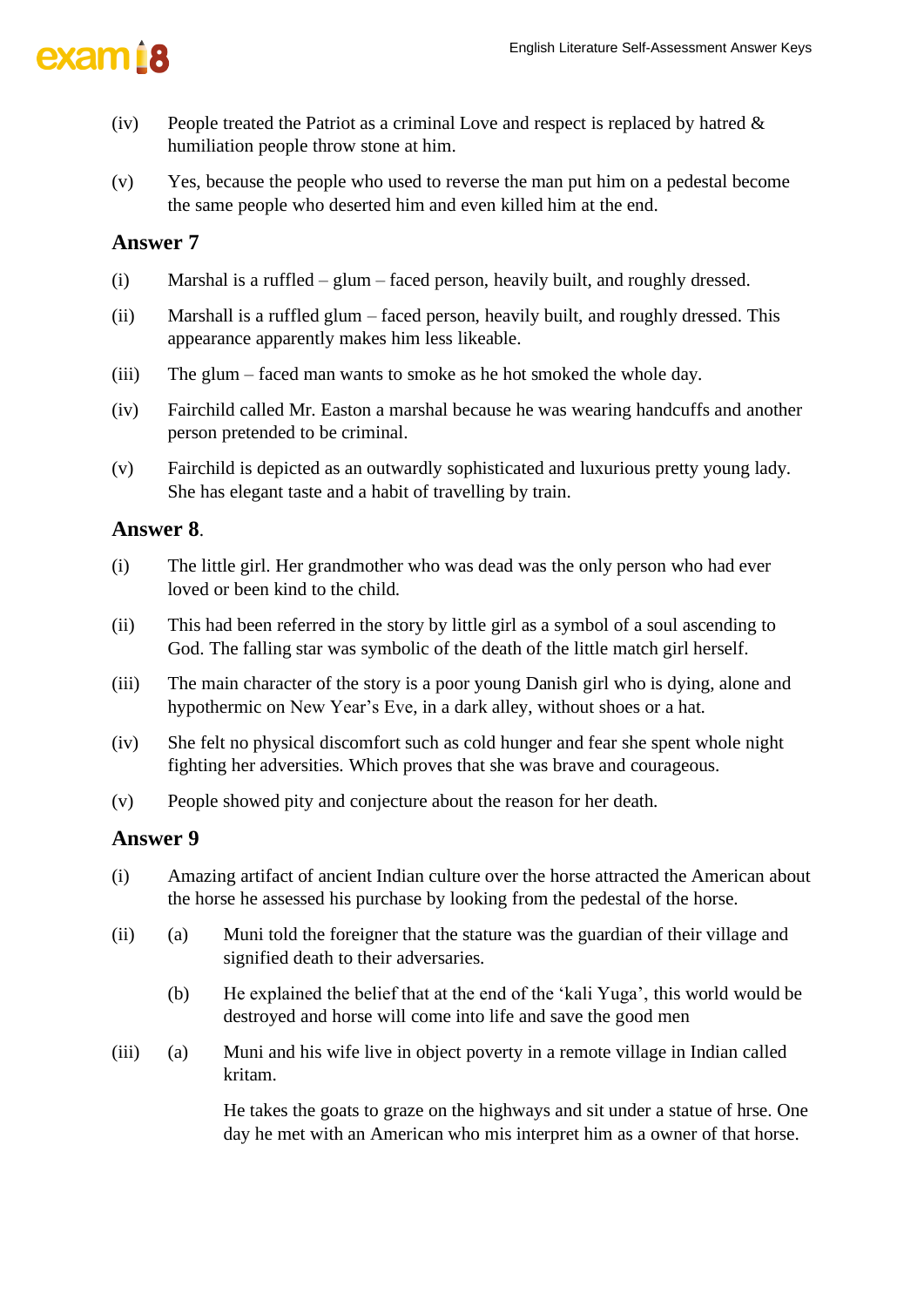(iv) People treated the Patriot as a criminal Love and respect is replaced by hatred & humiliation people throw stone at him.

(v) Yes, because the people who used to reverse the man put him on a pedestal become the same people who deserted him and even killed him at the end.

## Answer 7

(i) Marshal is a ruffled – glum – faced person, heavily built, and roughly dressed.

(ii) Marshall is a ruffled glum – faced person, heavily built, and roughly dressed. This appearance apparently makes him less likeable.

(iii) The glum – faced man wants to smoke as he hot smoked the whole day.

(iv) Fairchild called Mr. Easton a marshal because he was wearing handcuffs and another person pretended to be criminal.

(v) Fairchild is depicted as an outwardly sophisticated and luxurious pretty young lady. She has elegant taste and a habit of travelling by train.

## Answer 8.

(i) The little girl. Her grandmother who was dead was the only person who had ever loved or been kind to the child.

(ii) This had been referred in the story by little girl as a symbol of a soul ascending to God. The falling star was symbolic of the death of the little match girl herself.

(iii) The main character of the story is a poor young Danish girl who is dying, alone and hypothermic on New Year's Eve, in a dark alley, without shoes or a hat.

(iv) She felt no physical discomfort such as cold hunger and fear she spent whole night fighting her adversities. Which proves that she was brave and courageous.

(v) People showed pity and conjecture about the reason for her death.

## Answer 9

(i) Amazing artifact of ancient Indian culture over the horse attracted the American about the horse he assessed his purchase by looking from the pedestal of the horse.

(ii) (a) Muni told the foreigner that the stature was the guardian of their village and signified death to their adversaries.

(b) He explained the belief that at the end of the 'kali Yuga', this world would be destroyed and horse will come into life and save the good men

(iii) (a) Muni and his wife live in object poverty in a remote village in Indian called kritam.

He takes the goats to graze on the highways and sit under a statue of hrse. One day he met with an American who mis interpret him as a owner of that horse.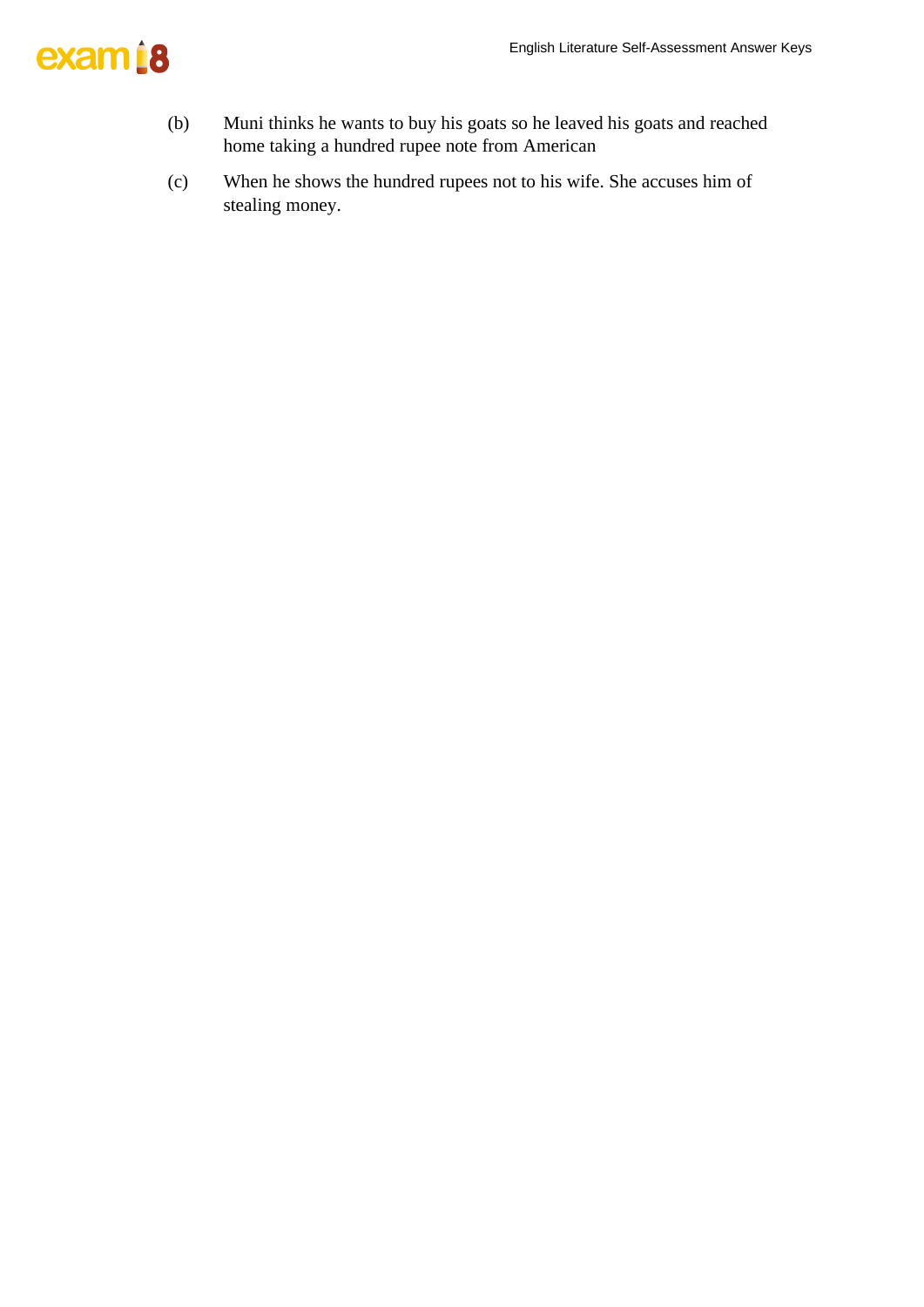(b) Muni thinks he wants to buy his goats so he leaved his goats and reached home taking a hundred rupee note from American

(c) When he shows the hundred rupees not to his wife. She accuses him of stealing money.